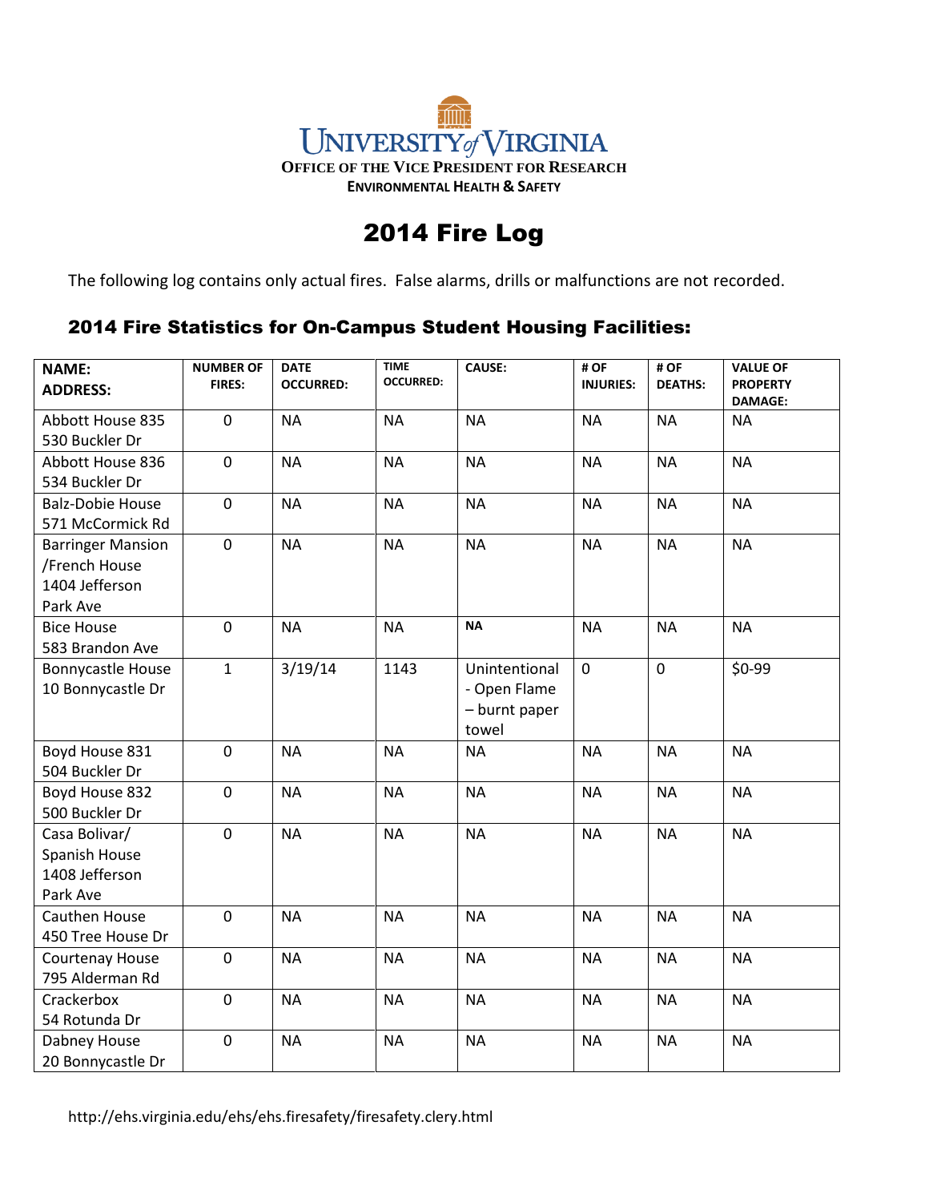UNIVERSITY of VIRGINIA

OFFICE OF THE VICE PRESIDENT FOR RESEARCH

ENVIRONMENTAL HEALTH & SAFETY

# 2014 Fire Log

The following log contains only actual fires. False alarms, drills or malfunctions are not recorded.

## 2014 Fire Statistics for On-Campus Student Housing Facilities:

| NAME: ADDRESS: | NUMBER OF FIRES: | DATE OCCURRED: | TIME OCCURRED: | CAUSE: | # OF INJURIES: | # OF DEATHS: | VALUE OF PROPERTY DAMAGE: |
|---|---|---|---|---|---|---|---|
| Abbott House 835 530 Buckler Dr | 0 | NA | NA | NA | NA | NA | NA |
| Abbott House 836 534 Buckler Dr | 0 | NA | NA | NA | NA | NA | NA |
| Balz-Dobie House 571 McCormick Rd | 0 | NA | NA | NA | NA | NA | NA |
| Barringer Mansion /French House 1404 Jefferson Park Ave | 0 | NA | NA | NA | NA | NA | NA |
| Bice House 583 Brandon Ave | 0 | NA | NA | NA | NA | NA | NA |
| Bonnycastle House 10 Bonnycastle Dr | 1 | 3/19/14 | 1143 | Unintentional - Open Flame – burnt paper towel | 0 | 0 | $0-99 |
| Boyd House 831 504 Buckler Dr | 0 | NA | NA | NA | NA | NA | NA |
| Boyd House 832 500 Buckler Dr | 0 | NA | NA | NA | NA | NA | NA |
| Casa Bolivar/ Spanish House 1408 Jefferson Park Ave | 0 | NA | NA | NA | NA | NA | NA |
| Cauthen House 450 Tree House Dr | 0 | NA | NA | NA | NA | NA | NA |
| Courtenay House 795 Alderman Rd | 0 | NA | NA | NA | NA | NA | NA |
| Crackerbox 54 Rotunda Dr | 0 | NA | NA | NA | NA | NA | NA |
| Dabney House 20 Bonnycastle Dr | 0 | NA | NA | NA | NA | NA | NA |

http://ehs.virginia.edu/ehs/ehs.firesafety/firesafety.clery.html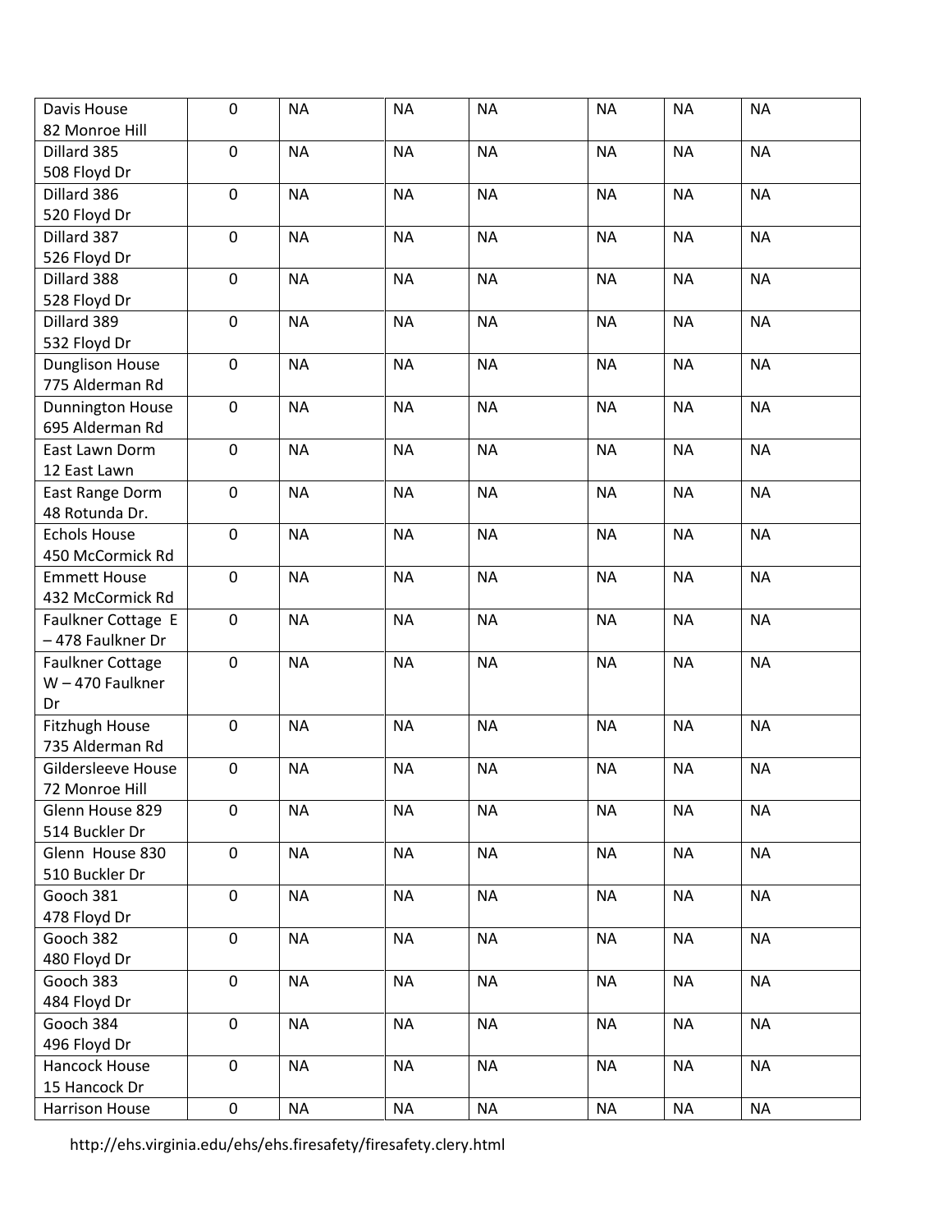| | | | | | | | |
|---|---|---|---|---|---|---|---|
| Davis House 82 Monroe Hill | 0 | NA | NA | NA | NA | NA | NA |
| Dillard 385 508 Floyd Dr | 0 | NA | NA | NA | NA | NA | NA |
| Dillard 386 520 Floyd Dr | 0 | NA | NA | NA | NA | NA | NA |
| Dillard 387 526 Floyd Dr | 0 | NA | NA | NA | NA | NA | NA |
| Dillard 388 528 Floyd Dr | 0 | NA | NA | NA | NA | NA | NA |
| Dillard 389 532 Floyd Dr | 0 | NA | NA | NA | NA | NA | NA |
| Dunglison House 775 Alderman Rd | 0 | NA | NA | NA | NA | NA | NA |
| Dunnington House 695 Alderman Rd | 0 | NA | NA | NA | NA | NA | NA |
| East Lawn Dorm 12 East Lawn | 0 | NA | NA | NA | NA | NA | NA |
| East Range Dorm 48 Rotunda Dr. | 0 | NA | NA | NA | NA | NA | NA |
| Echols House 450 McCormick Rd | 0 | NA | NA | NA | NA | NA | NA |
| Emmett House 432 McCormick Rd | 0 | NA | NA | NA | NA | NA | NA |
| Faulkner Cottage E – 478 Faulkner Dr | 0 | NA | NA | NA | NA | NA | NA |
| Faulkner Cottage W – 470 Faulkner Dr | 0 | NA | NA | NA | NA | NA | NA |
| Fitzhugh House 735 Alderman Rd | 0 | NA | NA | NA | NA | NA | NA |
| Gildersleeve House 72 Monroe Hill | 0 | NA | NA | NA | NA | NA | NA |
| Glenn House 829 514 Buckler Dr | 0 | NA | NA | NA | NA | NA | NA |
| Glenn House 830 510 Buckler Dr | 0 | NA | NA | NA | NA | NA | NA |
| Gooch 381 478 Floyd Dr | 0 | NA | NA | NA | NA | NA | NA |
| Gooch 382 480 Floyd Dr | 0 | NA | NA | NA | NA | NA | NA |
| Gooch 383 484 Floyd Dr | 0 | NA | NA | NA | NA | NA | NA |
| Gooch 384 496 Floyd Dr | 0 | NA | NA | NA | NA | NA | NA |
| Hancock House 15 Hancock Dr | 0 | NA | NA | NA | NA | NA | NA |
| Harrison House | 0 | NA | NA | NA | NA | NA | NA |

http://ehs.virginia.edu/ehs/ehs.firesafety/firesafety.clery.html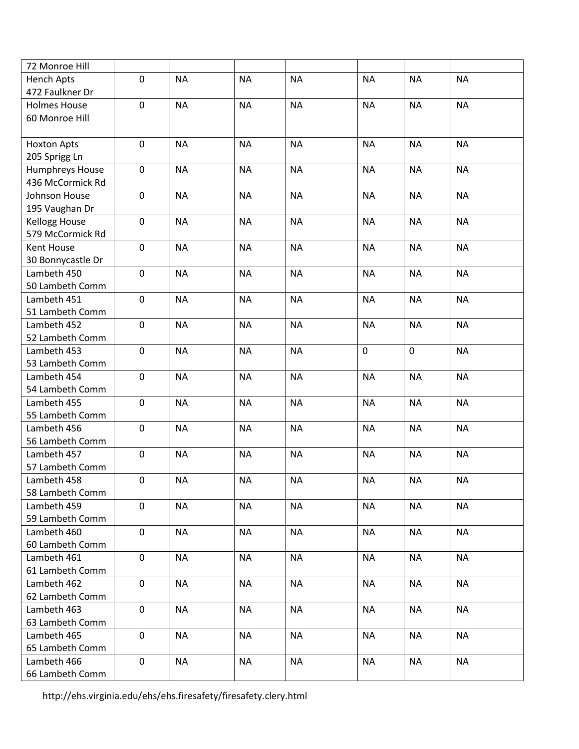| | | | | | | | |
|---|---|---|---|---|---|---|---|
| 72 Monroe Hill | | | | | | | |
| Hench Apts<br>472 Faulkner Dr | 0 | NA | NA | NA | NA | NA | NA |
| Holmes House<br>60 Monroe Hill | 0 | NA | NA | NA | NA | NA | NA |
| Hoxton Apts<br>205 Sprigg Ln | 0 | NA | NA | NA | NA | NA | NA |
| Humphreys House<br>436 McCormick Rd | 0 | NA | NA | NA | NA | NA | NA |
| Johnson House<br>195 Vaughan Dr | 0 | NA | NA | NA | NA | NA | NA |
| Kellogg House<br>579 McCormick Rd | 0 | NA | NA | NA | NA | NA | NA |
| Kent House<br>30 Bonnycastle Dr | 0 | NA | NA | NA | NA | NA | NA |
| Lambeth 450<br>50 Lambeth Comm | 0 | NA | NA | NA | NA | NA | NA |
| Lambeth 451<br>51 Lambeth Comm | 0 | NA | NA | NA | NA | NA | NA |
| Lambeth 452<br>52 Lambeth Comm | 0 | NA | NA | NA | NA | NA | NA |
| Lambeth 453<br>53 Lambeth Comm | 0 | NA | NA | NA | 0 | 0 | NA |
| Lambeth 454<br>54 Lambeth Comm | 0 | NA | NA | NA | NA | NA | NA |
| Lambeth 455<br>55 Lambeth Comm | 0 | NA | NA | NA | NA | NA | NA |
| Lambeth 456<br>56 Lambeth Comm | 0 | NA | NA | NA | NA | NA | NA |
| Lambeth 457<br>57 Lambeth Comm | 0 | NA | NA | NA | NA | NA | NA |
| Lambeth 458<br>58 Lambeth Comm | 0 | NA | NA | NA | NA | NA | NA |
| Lambeth 459<br>59 Lambeth Comm | 0 | NA | NA | NA | NA | NA | NA |
| Lambeth 460<br>60 Lambeth Comm | 0 | NA | NA | NA | NA | NA | NA |
| Lambeth 461<br>61 Lambeth Comm | 0 | NA | NA | NA | NA | NA | NA |
| Lambeth 462<br>62 Lambeth Comm | 0 | NA | NA | NA | NA | NA | NA |
| Lambeth 463<br>63 Lambeth Comm | 0 | NA | NA | NA | NA | NA | NA |
| Lambeth 465<br>65 Lambeth Comm | 0 | NA | NA | NA | NA | NA | NA |
| Lambeth 466<br>66 Lambeth Comm | 0 | NA | NA | NA | NA | NA | NA |

http://ehs.virginia.edu/ehs/ehs.firesafety/firesafety.clery.html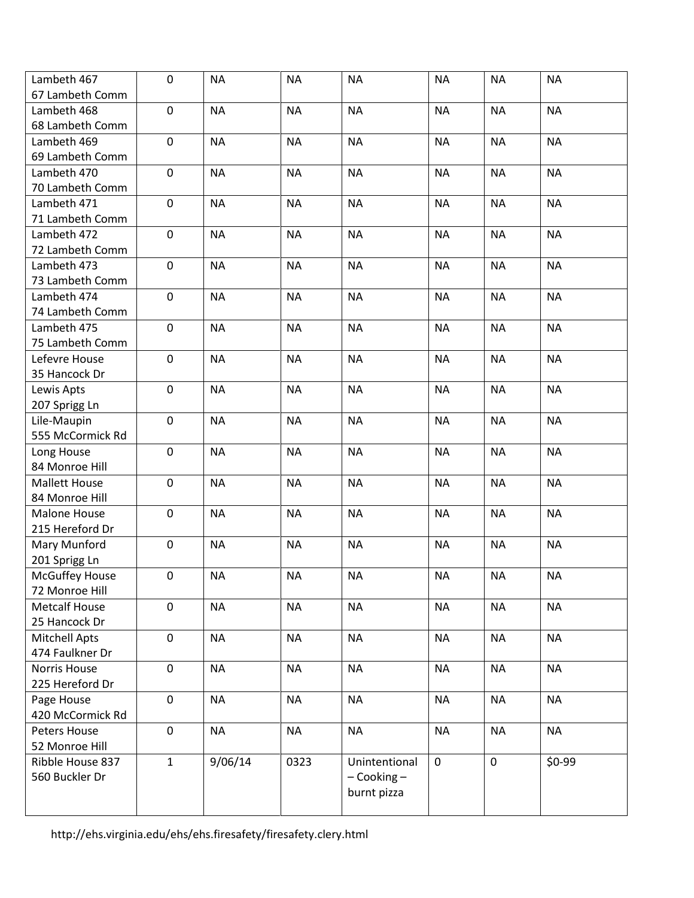| | | | | | | | |
|---|---|---|---|---|---|---|---|
| Lambeth 467<br>67 Lambeth Comm | 0 | NA | NA | NA | NA | NA | NA |
| Lambeth 468<br>68 Lambeth Comm | 0 | NA | NA | NA | NA | NA | NA |
| Lambeth 469<br>69 Lambeth Comm | 0 | NA | NA | NA | NA | NA | NA |
| Lambeth 470<br>70 Lambeth Comm | 0 | NA | NA | NA | NA | NA | NA |
| Lambeth 471<br>71 Lambeth Comm | 0 | NA | NA | NA | NA | NA | NA |
| Lambeth 472<br>72 Lambeth Comm | 0 | NA | NA | NA | NA | NA | NA |
| Lambeth 473<br>73 Lambeth Comm | 0 | NA | NA | NA | NA | NA | NA |
| Lambeth 474<br>74 Lambeth Comm | 0 | NA | NA | NA | NA | NA | NA |
| Lambeth 475<br>75 Lambeth Comm | 0 | NA | NA | NA | NA | NA | NA |
| Lefevre House<br>35 Hancock Dr | 0 | NA | NA | NA | NA | NA | NA |
| Lewis Apts<br>207 Sprigg Ln | 0 | NA | NA | NA | NA | NA | NA |
| Lile-Maupin<br>555 McCormick Rd | 0 | NA | NA | NA | NA | NA | NA |
| Long House<br>84 Monroe Hill | 0 | NA | NA | NA | NA | NA | NA |
| Mallett House<br>84 Monroe Hill | 0 | NA | NA | NA | NA | NA | NA |
| Malone House<br>215 Hereford Dr | 0 | NA | NA | NA | NA | NA | NA |
| Mary Munford<br>201 Sprigg Ln | 0 | NA | NA | NA | NA | NA | NA |
| McGuffey House<br>72 Monroe Hill | 0 | NA | NA | NA | NA | NA | NA |
| Metcalf House<br>25 Hancock Dr | 0 | NA | NA | NA | NA | NA | NA |
| Mitchell Apts<br>474 Faulkner Dr | 0 | NA | NA | NA | NA | NA | NA |
| Norris House<br>225 Hereford Dr | 0 | NA | NA | NA | NA | NA | NA |
| Page House<br>420 McCormick Rd | 0 | NA | NA | NA | NA | NA | NA |
| Peters House<br>52 Monroe Hill | 0 | NA | NA | NA | NA | NA | NA |
| Ribble House 837<br>560 Buckler Dr | 1 | 9/06/14 | 0323 | Unintentional – Cooking – burnt pizza | 0 | 0 | $0-99 |

http://ehs.virginia.edu/ehs/ehs.firesafety/firesafety.clery.html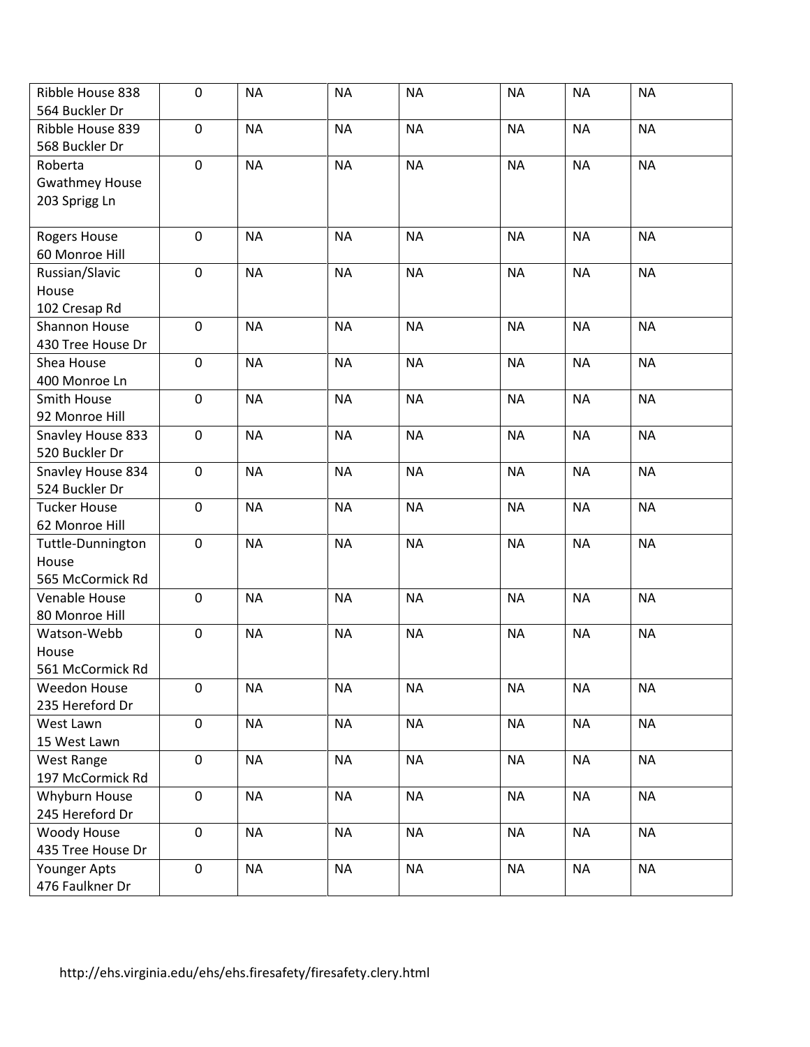| | | | | | | | |
|---|---|---|---|---|---|---|---|
| Ribble House 838 564 Buckler Dr | 0 | NA | NA | NA | NA | NA | NA |
| Ribble House 839 568 Buckler Dr | 0 | NA | NA | NA | NA | NA | NA |
| Roberta Gwathmey House 203 Sprigg Ln | 0 | NA | NA | NA | NA | NA | NA |
| Rogers House 60 Monroe Hill | 0 | NA | NA | NA | NA | NA | NA |
| Russian/Slavic House 102 Cresap Rd | 0 | NA | NA | NA | NA | NA | NA |
| Shannon House 430 Tree House Dr | 0 | NA | NA | NA | NA | NA | NA |
| Shea House 400 Monroe Ln | 0 | NA | NA | NA | NA | NA | NA |
| Smith House 92 Monroe Hill | 0 | NA | NA | NA | NA | NA | NA |
| Snavley House 833 520 Buckler Dr | 0 | NA | NA | NA | NA | NA | NA |
| Snavley House 834 524 Buckler Dr | 0 | NA | NA | NA | NA | NA | NA |
| Tucker House 62 Monroe Hill | 0 | NA | NA | NA | NA | NA | NA |
| Tuttle-Dunnington House 565 McCormick Rd | 0 | NA | NA | NA | NA | NA | NA |
| Venable House 80 Monroe Hill | 0 | NA | NA | NA | NA | NA | NA |
| Watson-Webb House 561 McCormick Rd | 0 | NA | NA | NA | NA | NA | NA |
| Weedon House 235 Hereford Dr | 0 | NA | NA | NA | NA | NA | NA |
| West Lawn 15 West Lawn | 0 | NA | NA | NA | NA | NA | NA |
| West Range 197 McCormick Rd | 0 | NA | NA | NA | NA | NA | NA |
| Whyburn House 245 Hereford Dr | 0 | NA | NA | NA | NA | NA | NA |
| Woody House 435 Tree House Dr | 0 | NA | NA | NA | NA | NA | NA |
| Younger Apts 476 Faulkner Dr | 0 | NA | NA | NA | NA | NA | NA |

http://ehs.virginia.edu/ehs/ehs.firesafety/firesafety.clery.html